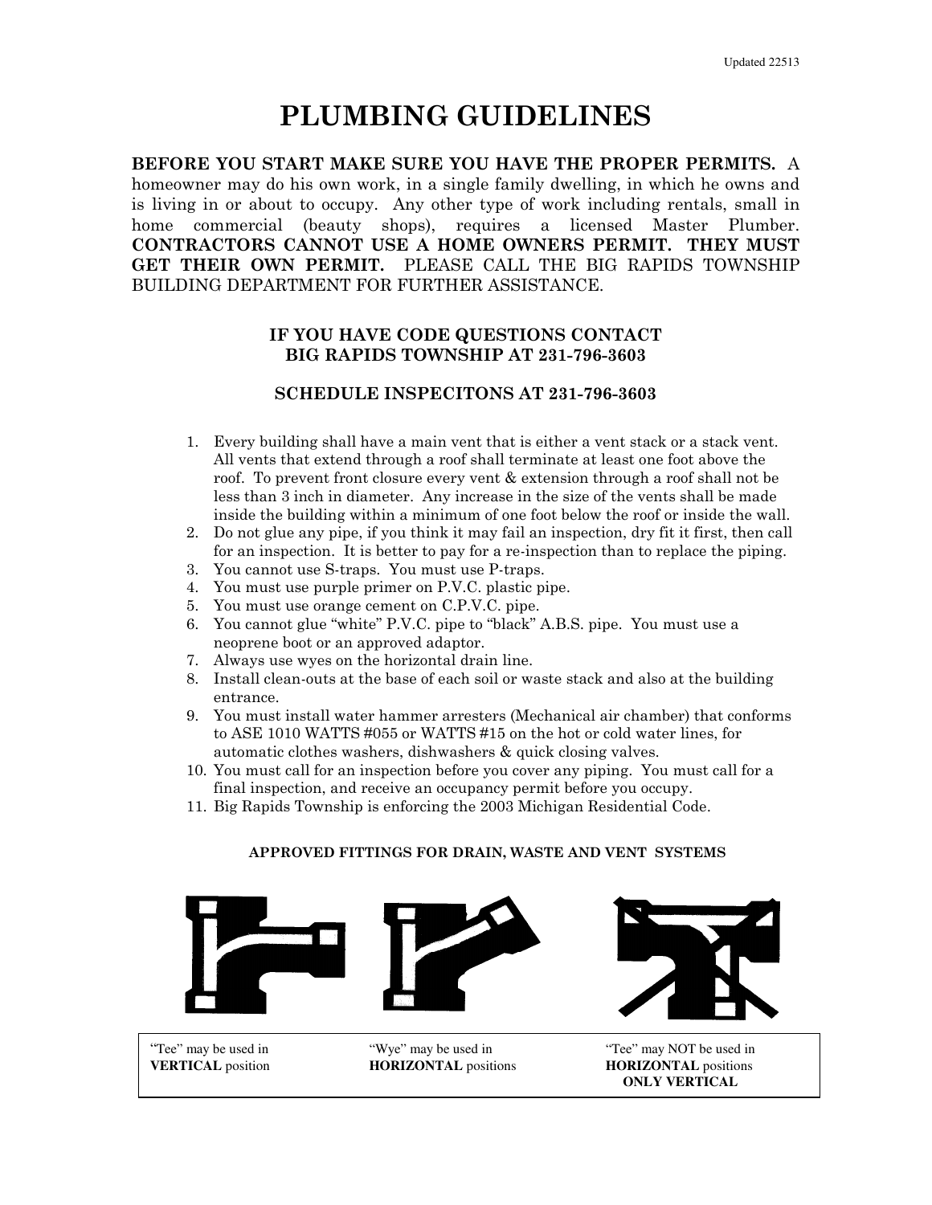Updated 22513

# PLUMBING GUIDELINES

**BEFORE YOU START MAKE SURE YOU HAVE THE PROPER PERMITS.** A homeowner may do his own work, in a single family dwelling, in which he owns and is living in or about to occupy. Any other type of work including rentals, small in home commercial (beauty shops), requires a licensed Master Plumber. **CONTRACTORS CANNOT USE A HOME OWNERS PERMIT. THEY MUST GET THEIR OWN PERMIT.** PLEASE CALL THE BIG RAPIDS TOWNSHIP BUILDING DEPARTMENT FOR FURTHER ASSISTANCE.

**IF YOU HAVE CODE QUESTIONS CONTACT BIG RAPIDS TOWNSHIP AT 231-796-3603**

**SCHEDULE INSPECITONS AT 231-796-3603**

1. Every building shall have a main vent that is either a vent stack or a stack vent. All vents that extend through a roof shall terminate at least one foot above the roof. To prevent front closure every vent & extension through a roof shall not be less than 3 inch in diameter. Any increase in the size of the vents shall be made inside the building within a minimum of one foot below the roof or inside the wall.
2. Do not glue any pipe, if you think it may fail an inspection, dry fit it first, then call for an inspection. It is better to pay for a re-inspection than to replace the piping.
3. You cannot use S-traps. You must use P-traps.
4. You must use purple primer on P.V.C. plastic pipe.
5. You must use orange cement on C.P.V.C. pipe.
6. You cannot glue "white" P.V.C. pipe to "black" A.B.S. pipe. You must use a neoprene boot or an approved adaptor.
7. Always use wyes on the horizontal drain line.
8. Install clean-outs at the base of each soil or waste stack and also at the building entrance.
9. You must install water hammer arresters (Mechanical air chamber) that conforms to ASE 1010 WATTS #055 or WATTS #15 on the hot or cold water lines, for automatic clothes washers, dishwashers & quick closing valves.
10. You must call for an inspection before you cover any piping. You must call for a final inspection, and receive an occupancy permit before you occupy.
11. Big Rapids Township is enforcing the 2003 Michigan Residential Code.

**APPROVED FITTINGS FOR DRAIN, WASTE AND VENT SYSTEMS**

| "Tee" may be used in **VERTICAL** position | "Wye" may be used in **HORIZONTAL** positions | "Tee" may NOT be used in **HORIZONTAL** positions **ONLY VERTICAL** |
|---|---|---|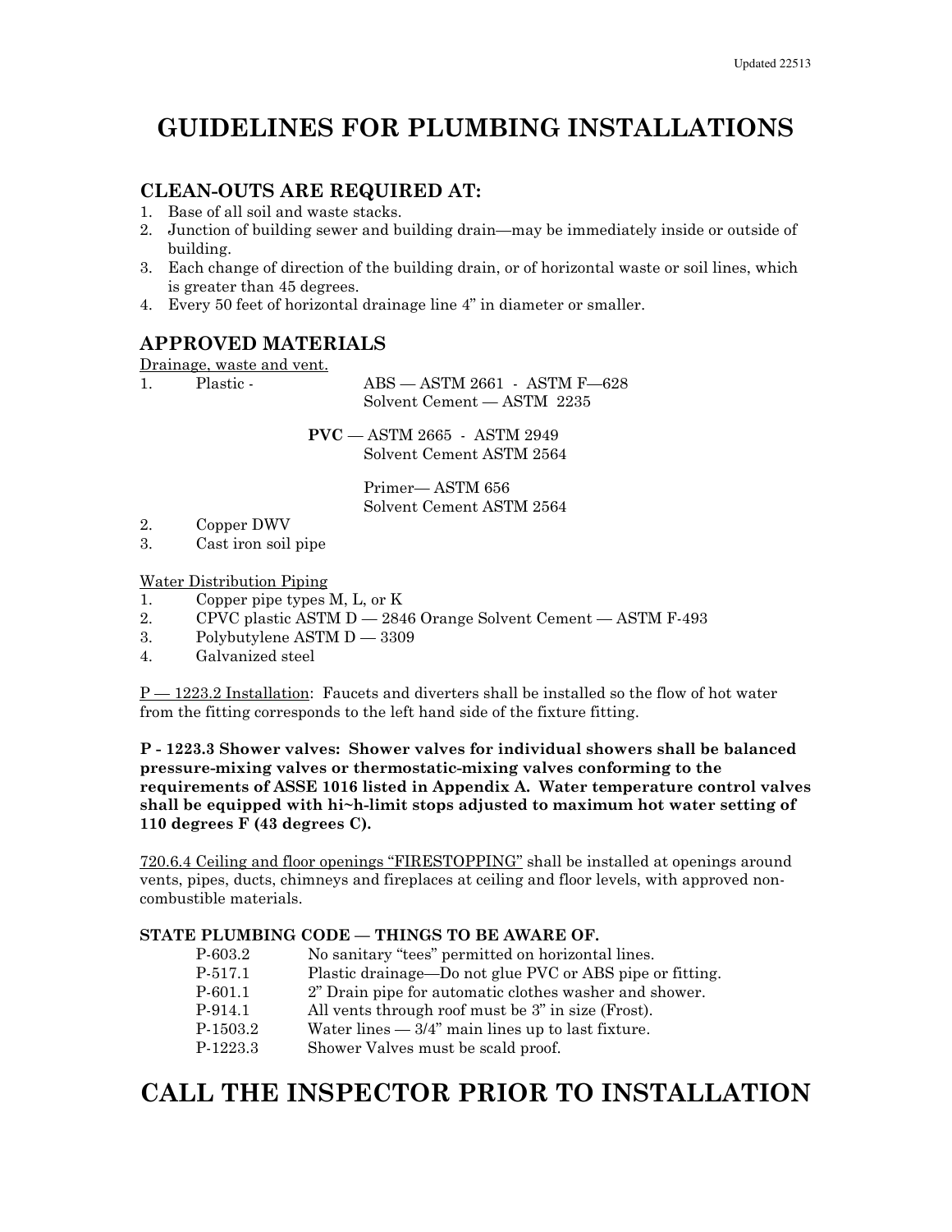# GUIDELINES FOR PLUMBING INSTALLATIONS

## CLEAN-OUTS ARE REQUIRED AT:

1. Base of all soil and waste stacks.
2. Junction of building sewer and building drain—may be immediately inside or outside of building.
3. Each change of direction of the building drain, or of horizontal waste or soil lines, which is greater than 45 degrees.
4. Every 50 feet of horizontal drainage line 4" in diameter or smaller.

## APPROVED MATERIALS

Drainage, waste and vent.

1. Plastic - ABS — ASTM 2661 - ASTM F—628
   Solvent Cement — ASTM 2235

   **PVC** — ASTM 2665 - ASTM 2949
   Solvent Cement ASTM 2564

   Primer— ASTM 656
   Solvent Cement ASTM 2564
2. Copper DWV
3. Cast iron soil pipe

Water Distribution Piping

1. Copper pipe types M, L, or K
2. CPVC plastic ASTM D — 2846 Orange Solvent Cement — ASTM F-493
3. Polybutylene ASTM D — 3309
4. Galvanized steel

P — 1223.2 Installation: Faucets and diverters shall be installed so the flow of hot water from the fitting corresponds to the left hand side of the fixture fitting.

**P - 1223.3 Shower valves: Shower valves for individual showers shall be balanced pressure-mixing valves or thermostatic-mixing valves conforming to the requirements of ASSE 1016 listed in Appendix A. Water temperature control valves shall be equipped with hi~h-limit stops adjusted to maximum hot water setting of 110 degrees F (43 degrees C).**

720.6.4 Ceiling and floor openings "FIRESTOPPING" shall be installed at openings around vents, pipes, ducts, chimneys and fireplaces at ceiling and floor levels, with approved non-combustible materials.

### STATE PLUMBING CODE — THINGS TO BE AWARE OF.

| | |
|---|---|
| P-603.2 | No sanitary "tees" permitted on horizontal lines. |
| P-517.1 | Plastic drainage—Do not glue PVC or ABS pipe or fitting. |
| P-601.1 | 2" Drain pipe for automatic clothes washer and shower. |
| P-914.1 | All vents through roof must be 3" in size (Frost). |
| P-1503.2 | Water lines — 3/4" main lines up to last fixture. |
| P-1223.3 | Shower Valves must be scald proof. |

# CALL THE INSPECTOR PRIOR TO INSTALLATION